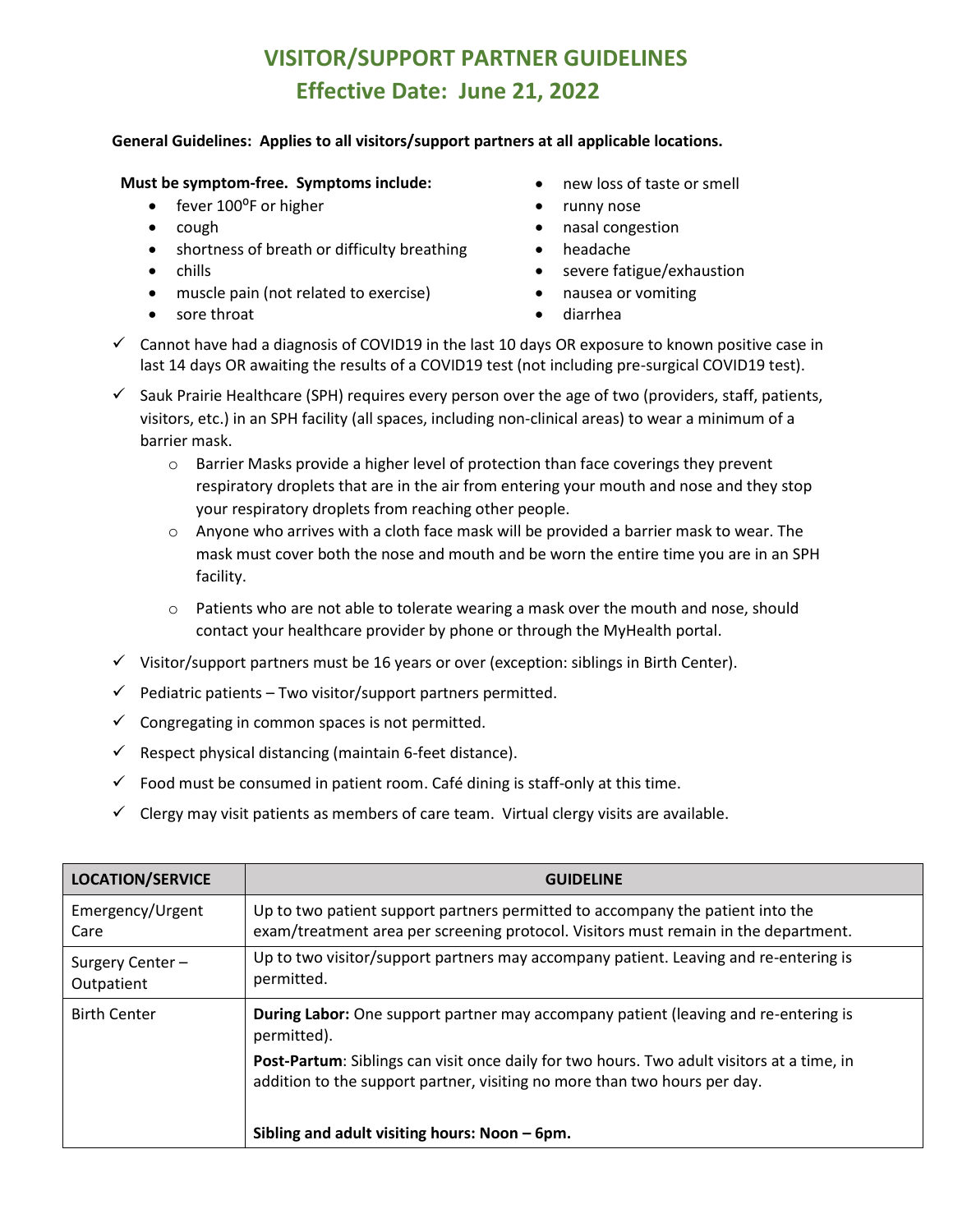# VISITOR/SUPPORT PARTNER GUIDELINES

## Effective Date: June 21, 2022

**General Guidelines: Applies to all visitors/support partners at all applicable locations.**

**Must be symptom-free. Symptoms include:**

- fever 100$^{o}$F or higher
- cough
- shortness of breath or difficulty breathing
- chills
- muscle pain (not related to exercise)
- sore throat
- new loss of taste or smell
- runny nose
- nasal congestion
- headache
- severe fatigue/exhaustion
- nausea or vomiting
- diarrhea

✓ Cannot have had a diagnosis of COVID19 in the last 10 days OR exposure to known positive case in last 14 days OR awaiting the results of a COVID19 test (not including pre-surgical COVID19 test).

✓ Sauk Prairie Healthcare (SPH) requires every person over the age of two (providers, staff, patients, visitors, etc.) in an SPH facility (all spaces, including non-clinical areas) to wear a minimum of a barrier mask.

- Barrier Masks provide a higher level of protection than face coverings they prevent respiratory droplets that are in the air from entering your mouth and nose and they stop your respiratory droplets from reaching other people.
- Anyone who arrives with a cloth face mask will be provided a barrier mask to wear. The mask must cover both the nose and mouth and be worn the entire time you are in an SPH facility.
- Patients who are not able to tolerate wearing a mask over the mouth and nose, should contact your healthcare provider by phone or through the MyHealth portal.

✓ Visitor/support partners must be 16 years or over (exception: siblings in Birth Center).

✓ Pediatric patients – Two visitor/support partners permitted.

✓ Congregating in common spaces is not permitted.

✓ Respect physical distancing (maintain 6-feet distance).

✓ Food must be consumed in patient room. Café dining is staff-only at this time.

✓ Clergy may visit patients as members of care team. Virtual clergy visits are available.

| LOCATION/SERVICE | GUIDELINE |
|---|---|
| Emergency/Urgent Care | Up to two patient support partners permitted to accompany the patient into the exam/treatment area per screening protocol. Visitors must remain in the department. |
| Surgery Center – Outpatient | Up to two visitor/support partners may accompany patient. Leaving and re-entering is permitted. |
| Birth Center | **During Labor:** One support partner may accompany patient (leaving and re-entering is permitted).<br>**Post-Partum**: Siblings can visit once daily for two hours. Two adult visitors at a time, in addition to the support partner, visiting no more than two hours per day.<br>**Sibling and adult visiting hours: Noon – 6pm.** |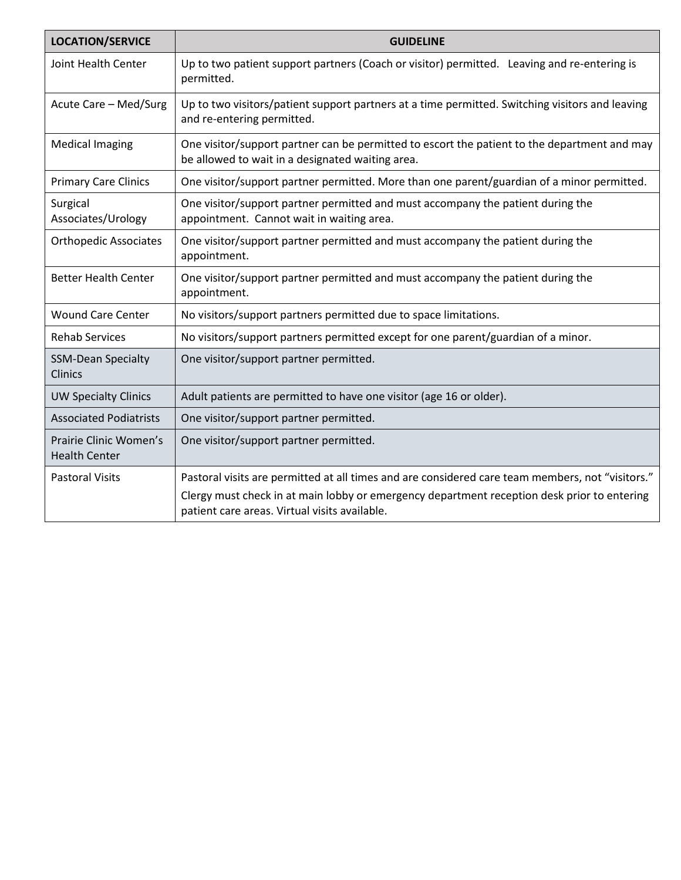| LOCATION/SERVICE | GUIDELINE |
| --- | --- |
| Joint Health Center | Up to two patient support partners (Coach or visitor) permitted. Leaving and re-entering is permitted. |
| Acute Care – Med/Surg | Up to two visitors/patient support partners at a time permitted. Switching visitors and leaving and re-entering permitted. |
| Medical Imaging | One visitor/support partner can be permitted to escort the patient to the department and may be allowed to wait in a designated waiting area. |
| Primary Care Clinics | One visitor/support partner permitted. More than one parent/guardian of a minor permitted. |
| Surgical Associates/Urology | One visitor/support partner permitted and must accompany the patient during the appointment. Cannot wait in waiting area. |
| Orthopedic Associates | One visitor/support partner permitted and must accompany the patient during the appointment. |
| Better Health Center | One visitor/support partner permitted and must accompany the patient during the appointment. |
| Wound Care Center | No visitors/support partners permitted due to space limitations. |
| Rehab Services | No visitors/support partners permitted except for one parent/guardian of a minor. |
| SSM-Dean Specialty Clinics | One visitor/support partner permitted. |
| UW Specialty Clinics | Adult patients are permitted to have one visitor (age 16 or older). |
| Associated Podiatrists | One visitor/support partner permitted. |
| Prairie Clinic Women's Health Center | One visitor/support partner permitted. |
| Pastoral Visits | Pastoral visits are permitted at all times and are considered care team members, not "visitors." Clergy must check in at main lobby or emergency department reception desk prior to entering patient care areas. Virtual visits available. |